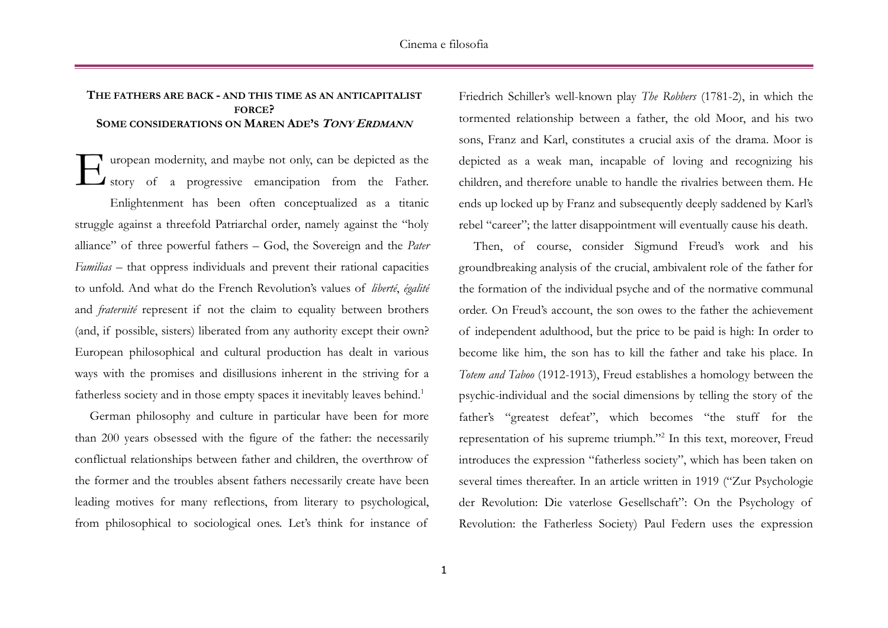## THE FATHERS ARE BACK - AND THIS TIME AS AN ANTICAPITALIST FORCE?
## SOME CONSIDERATIONS ON MAREN ADE'S *TONY ERDMANN*

European modernity, and maybe not only, can be depicted as the story of a progressive emancipation from the Father. Enlightenment has been often conceptualized as a titanic struggle against a threefold Patriarchal order, namely against the "holy alliance" of three powerful fathers – God, the Sovereign and the *Pater Familias* – that oppress individuals and prevent their rational capacities to unfold. And what do the French Revolution's values of *liberté*, *égalité* and *fraternité* represent if not the claim to equality between brothers (and, if possible, sisters) liberated from any authority except their own? European philosophical and cultural production has dealt in various ways with the promises and disillusions inherent in the striving for a fatherless society and in those empty spaces it inevitably leaves behind.[1]

German philosophy and culture in particular have been for more than 200 years obsessed with the figure of the father: the necessarily conflictual relationships between father and children, the overthrow of the former and the troubles absent fathers necessarily create have been leading motives for many reflections, from literary to psychological, from philosophical to sociological ones. Let's think for instance of Friedrich Schiller's well-known play *The Robbers* (1781-2), in which the tormented relationship between a father, the old Moor, and his two sons, Franz and Karl, constitutes a crucial axis of the drama. Moor is depicted as a weak man, incapable of loving and recognizing his children, and therefore unable to handle the rivalries between them. He ends up locked up by Franz and subsequently deeply saddened by Karl's rebel "career"; the latter disappointment will eventually cause his death.

Then, of course, consider Sigmund Freud's work and his groundbreaking analysis of the crucial, ambivalent role of the father for the formation of the individual psyche and of the normative communal order. On Freud's account, the son owes to the father the achievement of independent adulthood, but the price to be paid is high: In order to become like him, the son has to kill the father and take his place. In *Totem and Taboo* (1912-1913), Freud establishes a homology between the psychic-individual and the social dimensions by telling the story of the father's "greatest defeat", which becomes "the stuff for the representation of his supreme triumph."[2] In this text, moreover, Freud introduces the expression "fatherless society", which has been taken on several times thereafter. In an article written in 1919 ("Zur Psychologie der Revolution: Die vaterlose Gesellschaft": On the Psychology of Revolution: the Fatherless Society) Paul Federn uses the expression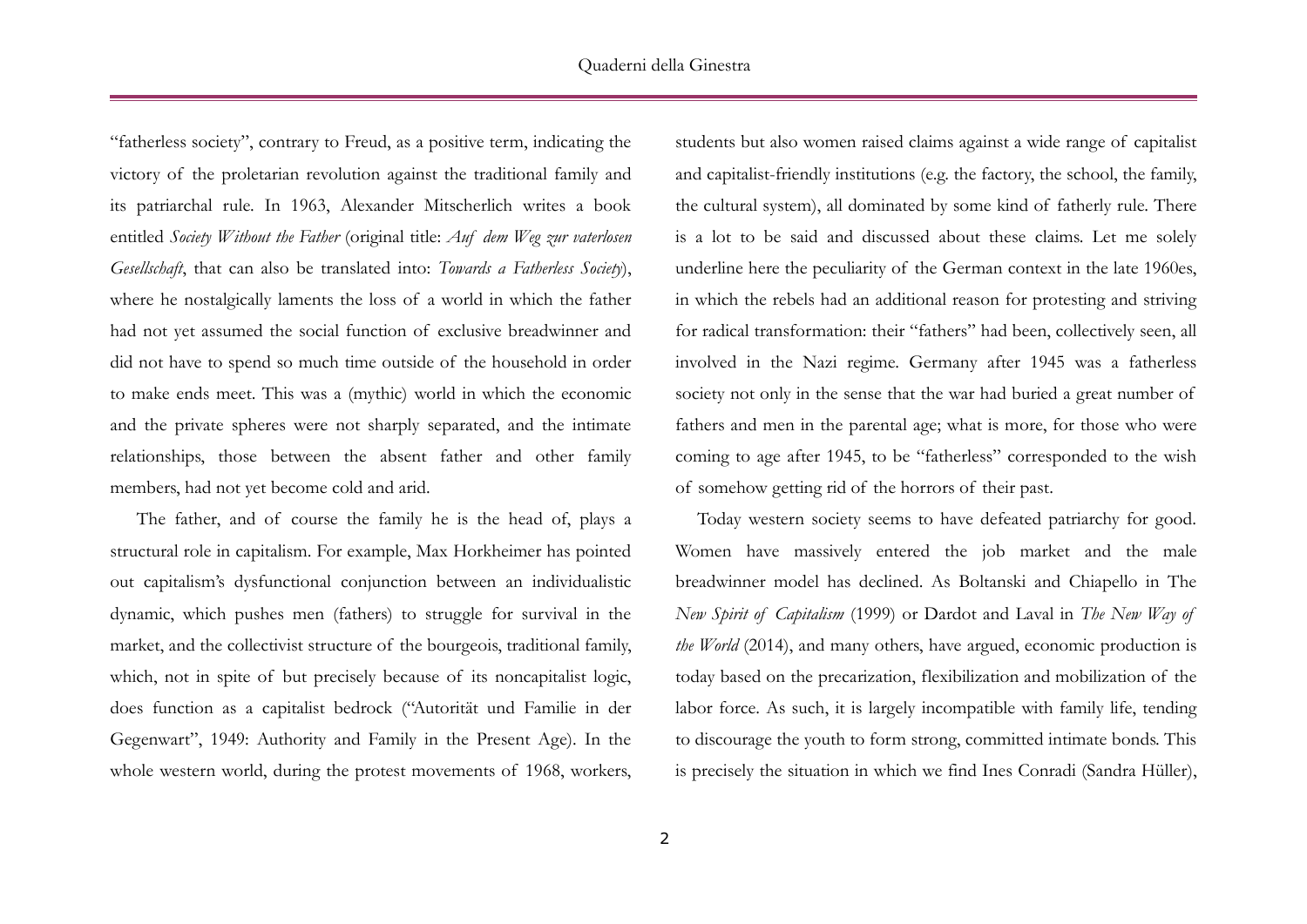"fatherless society", contrary to Freud, as a positive term, indicating the victory of the proletarian revolution against the traditional family and its patriarchal rule. In 1963, Alexander Mitscherlich writes a book entitled *Society Without the Father* (original title: *Auf dem Weg zur vaterlosen Gesellschaft*, that can also be translated into: *Towards a Fatherless Society*), where he nostalgically laments the loss of a world in which the father had not yet assumed the social function of exclusive breadwinner and did not have to spend so much time outside of the household in order to make ends meet. This was a (mythic) world in which the economic and the private spheres were not sharply separated, and the intimate relationships, those between the absent father and other family members, had not yet become cold and arid.

The father, and of course the family he is the head of, plays a structural role in capitalism. For example, Max Horkheimer has pointed out capitalism's dysfunctional conjunction between an individualistic dynamic, which pushes men (fathers) to struggle for survival in the market, and the collectivist structure of the bourgeois, traditional family, which, not in spite of but precisely because of its noncapitalist logic, does function as a capitalist bedrock ("Autorität und Familie in der Gegenwart", 1949: Authority and Family in the Present Age). In the whole western world, during the protest movements of 1968, workers, students but also women raised claims against a wide range of capitalist and capitalist-friendly institutions (e.g. the factory, the school, the family, the cultural system), all dominated by some kind of fatherly rule. There is a lot to be said and discussed about these claims. Let me solely underline here the peculiarity of the German context in the late 1960es, in which the rebels had an additional reason for protesting and striving for radical transformation: their "fathers" had been, collectively seen, all involved in the Nazi regime. Germany after 1945 was a fatherless society not only in the sense that the war had buried a great number of fathers and men in the parental age; what is more, for those who were coming to age after 1945, to be "fatherless" corresponded to the wish of somehow getting rid of the horrors of their past.

Today western society seems to have defeated patriarchy for good. Women have massively entered the job market and the male breadwinner model has declined. As Boltanski and Chiapello in The *New Spirit of Capitalism* (1999) or Dardot and Laval in *The New Way of the World* (2014), and many others, have argued, economic production is today based on the precarization, flexibilization and mobilization of the labor force. As such, it is largely incompatible with family life, tending to discourage the youth to form strong, committed intimate bonds. This is precisely the situation in which we find Ines Conradi (Sandra Hüller),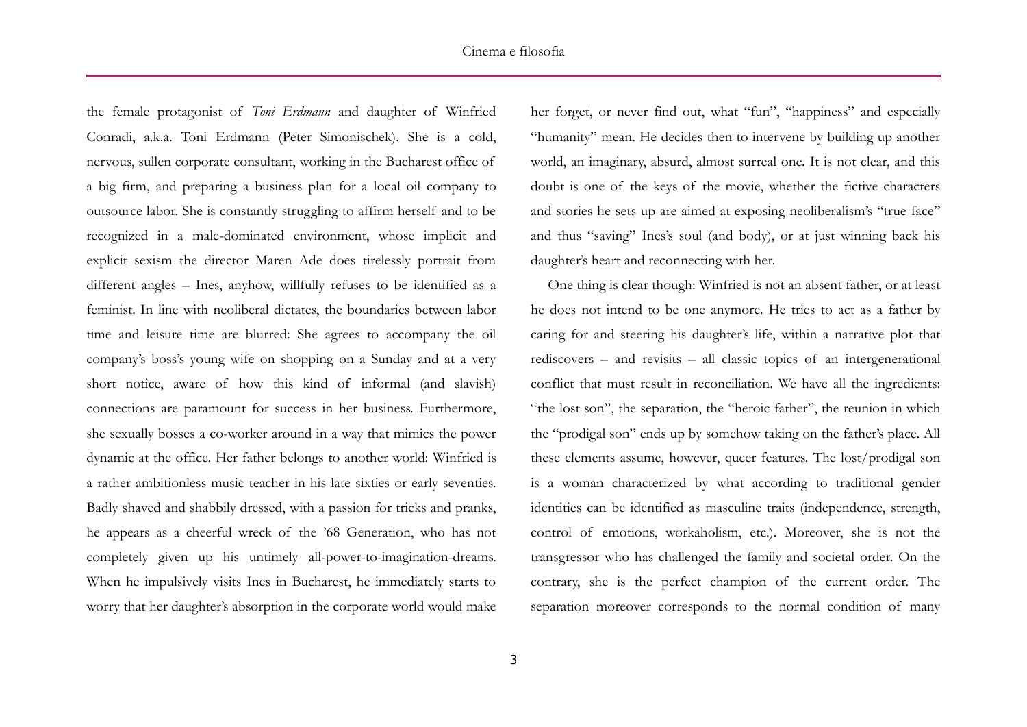the female protagonist of *Toni Erdmann* and daughter of Winfried Conradi, a.k.a. Toni Erdmann (Peter Simonischek). She is a cold, nervous, sullen corporate consultant, working in the Bucharest office of a big firm, and preparing a business plan for a local oil company to outsource labor. She is constantly struggling to affirm herself and to be recognized in a male-dominated environment, whose implicit and explicit sexism the director Maren Ade does tirelessly portrait from different angles – Ines, anyhow, willfully refuses to be identified as a feminist. In line with neoliberal dictates, the boundaries between labor time and leisure time are blurred: She agrees to accompany the oil company's boss's young wife on shopping on a Sunday and at a very short notice, aware of how this kind of informal (and slavish) connections are paramount for success in her business. Furthermore, she sexually bosses a co-worker around in a way that mimics the power dynamic at the office. Her father belongs to another world: Winfried is a rather ambitionless music teacher in his late sixties or early seventies. Badly shaved and shabbily dressed, with a passion for tricks and pranks, he appears as a cheerful wreck of the '68 Generation, who has not completely given up his untimely all-power-to-imagination-dreams. When he impulsively visits Ines in Bucharest, he immediately starts to worry that her daughter's absorption in the corporate world would make her forget, or never find out, what "fun", "happiness" and especially "humanity" mean. He decides then to intervene by building up another world, an imaginary, absurd, almost surreal one. It is not clear, and this doubt is one of the keys of the movie, whether the fictive characters and stories he sets up are aimed at exposing neoliberalism's "true face" and thus "saving" Ines's soul (and body), or at just winning back his daughter's heart and reconnecting with her.

One thing is clear though: Winfried is not an absent father, or at least he does not intend to be one anymore. He tries to act as a father by caring for and steering his daughter's life, within a narrative plot that rediscovers – and revisits – all classic topics of an intergenerational conflict that must result in reconciliation. We have all the ingredients: "the lost son", the separation, the "heroic father", the reunion in which the "prodigal son" ends up by somehow taking on the father's place. All these elements assume, however, queer features. The lost/prodigal son is a woman characterized by what according to traditional gender identities can be identified as masculine traits (independence, strength, control of emotions, workaholism, etc.). Moreover, she is not the transgressor who has challenged the family and societal order. On the contrary, she is the perfect champion of the current order. The separation moreover corresponds to the normal condition of many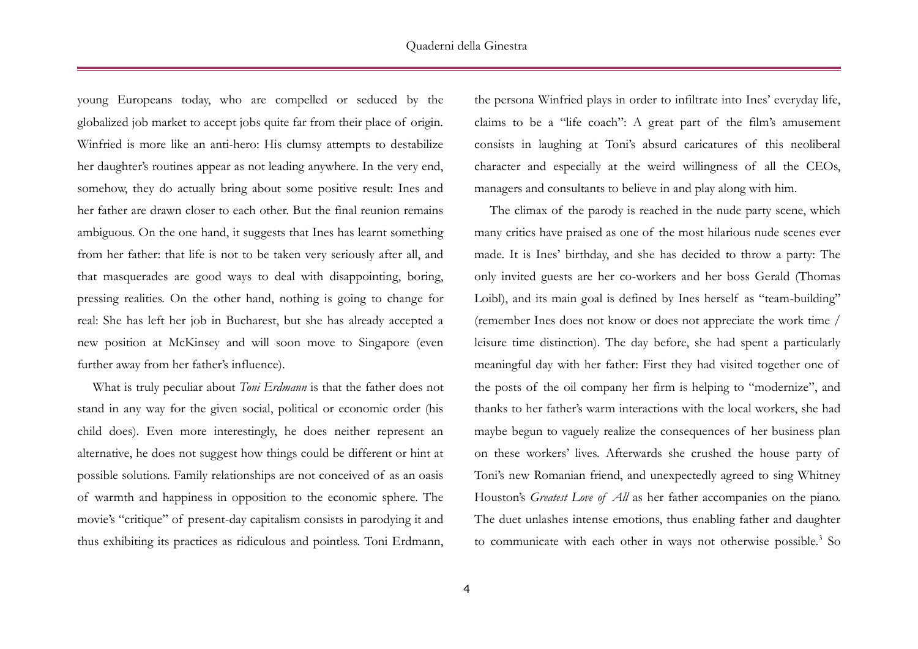young Europeans today, who are compelled or seduced by the globalized job market to accept jobs quite far from their place of origin. Winfried is more like an anti-hero: His clumsy attempts to destabilize her daughter's routines appear as not leading anywhere. In the very end, somehow, they do actually bring about some positive result: Ines and her father are drawn closer to each other. But the final reunion remains ambiguous. On the one hand, it suggests that Ines has learnt something from her father: that life is not to be taken very seriously after all, and that masquerades are good ways to deal with disappointing, boring, pressing realities. On the other hand, nothing is going to change for real: She has left her job in Bucharest, but she has already accepted a new position at McKinsey and will soon move to Singapore (even further away from her father's influence).

What is truly peculiar about *Toni Erdmann* is that the father does not stand in any way for the given social, political or economic order (his child does). Even more interestingly, he does neither represent an alternative, he does not suggest how things could be different or hint at possible solutions. Family relationships are not conceived of as an oasis of warmth and happiness in opposition to the economic sphere. The movie's "critique" of present-day capitalism consists in parodying it and thus exhibiting its practices as ridiculous and pointless. Toni Erdmann, the persona Winfried plays in order to infiltrate into Ines' everyday life, claims to be a "life coach": A great part of the film's amusement consists in laughing at Toni's absurd caricatures of this neoliberal character and especially at the weird willingness of all the CEOs, managers and consultants to believe in and play along with him.

The climax of the parody is reached in the nude party scene, which many critics have praised as one of the most hilarious nude scenes ever made. It is Ines' birthday, and she has decided to throw a party: The only invited guests are her co-workers and her boss Gerald (Thomas Loibl), and its main goal is defined by Ines herself as "team-building" (remember Ines does not know or does not appreciate the work time / leisure time distinction). The day before, she had spent a particularly meaningful day with her father: First they had visited together one of the posts of the oil company her firm is helping to "modernize", and thanks to her father's warm interactions with the local workers, she had maybe begun to vaguely realize the consequences of her business plan on these workers' lives. Afterwards she crushed the house party of Toni's new Romanian friend, and unexpectedly agreed to sing Whitney Houston's *Greatest Love of All* as her father accompanies on the piano. The duet unlashes intense emotions, thus enabling father and daughter to communicate with each other in ways not otherwise possible.[3] So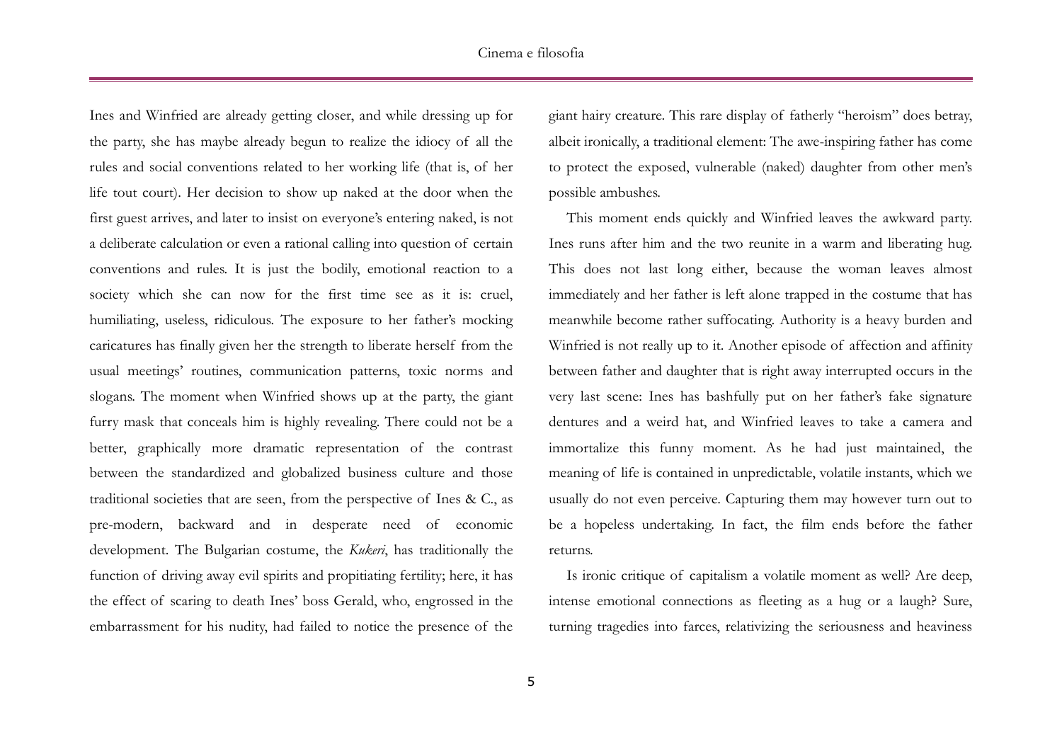Ines and Winfried are already getting closer, and while dressing up for the party, she has maybe already begun to realize the idiocy of all the rules and social conventions related to her working life (that is, of her life tout court). Her decision to show up naked at the door when the first guest arrives, and later to insist on everyone's entering naked, is not a deliberate calculation or even a rational calling into question of certain conventions and rules. It is just the bodily, emotional reaction to a society which she can now for the first time see as it is: cruel, humiliating, useless, ridiculous. The exposure to her father's mocking caricatures has finally given her the strength to liberate herself from the usual meetings' routines, communication patterns, toxic norms and slogans. The moment when Winfried shows up at the party, the giant furry mask that conceals him is highly revealing. There could not be a better, graphically more dramatic representation of the contrast between the standardized and globalized business culture and those traditional societies that are seen, from the perspective of Ines & C., as pre-modern, backward and in desperate need of economic development. The Bulgarian costume, the *Kukeri*, has traditionally the function of driving away evil spirits and propitiating fertility; here, it has the effect of scaring to death Ines' boss Gerald, who, engrossed in the embarrassment for his nudity, had failed to notice the presence of the giant hairy creature. This rare display of fatherly "heroism" does betray, albeit ironically, a traditional element: The awe-inspiring father has come to protect the exposed, vulnerable (naked) daughter from other men's possible ambushes.

This moment ends quickly and Winfried leaves the awkward party. Ines runs after him and the two reunite in a warm and liberating hug. This does not last long either, because the woman leaves almost immediately and her father is left alone trapped in the costume that has meanwhile become rather suffocating. Authority is a heavy burden and Winfried is not really up to it. Another episode of affection and affinity between father and daughter that is right away interrupted occurs in the very last scene: Ines has bashfully put on her father's fake signature dentures and a weird hat, and Winfried leaves to take a camera and immortalize this funny moment. As he had just maintained, the meaning of life is contained in unpredictable, volatile instants, which we usually do not even perceive. Capturing them may however turn out to be a hopeless undertaking. In fact, the film ends before the father returns.

Is ironic critique of capitalism a volatile moment as well? Are deep, intense emotional connections as fleeting as a hug or a laugh? Sure, turning tragedies into farces, relativizing the seriousness and heaviness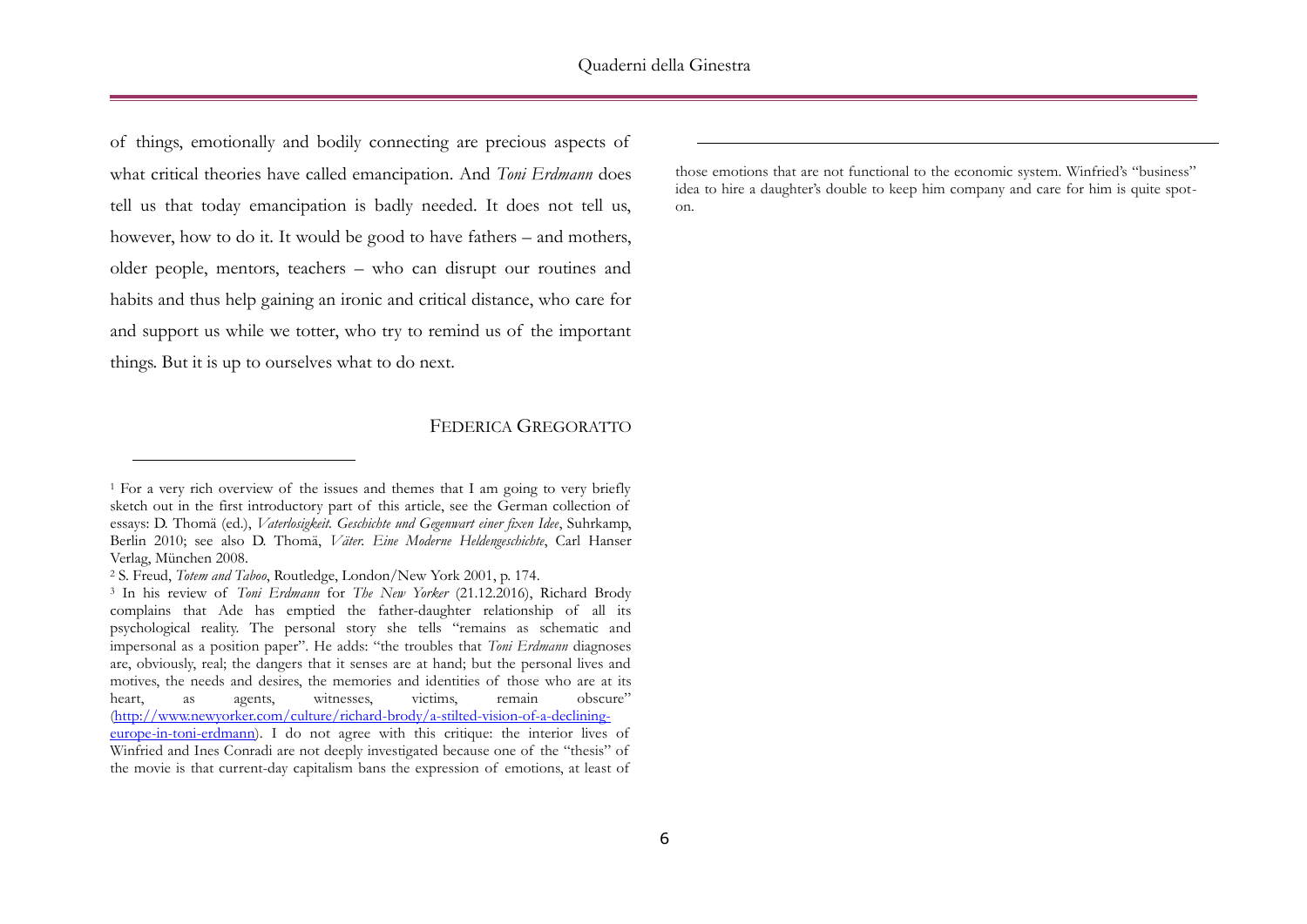of things, emotionally and bodily connecting are precious aspects of what critical theories have called emancipation. And *Toni Erdmann* does tell us that today emancipation is badly needed. It does not tell us, however, how to do it. It would be good to have fathers – and mothers, older people, mentors, teachers – who can disrupt our routines and habits and thus help gaining an ironic and critical distance, who care for and support us while we totter, who try to remind us of the important things. But it is up to ourselves what to do next.

FEDERICA GREGORATTO

---

[1] For a very rich overview of the issues and themes that I am going to very briefly sketch out in the first introductory part of this article, see the German collection of essays: D. Thomä (ed.), *Vaterlosigkeit. Geschichte und Gegenwart einer fixen Idee*, Suhrkamp, Berlin 2010; see also D. Thomä, *Väter. Eine Moderne Heldengeschichte*, Carl Hanser Verlag, München 2008.

[2] S. Freud, *Totem and Taboo*, Routledge, London/New York 2001, p. 174.

[3] In his review of *Toni Erdmann* for *The New Yorker* (21.12.2016), Richard Brody complains that Ade has emptied the father-daughter relationship of all its psychological reality. The personal story she tells "remains as schematic and impersonal as a position paper". He adds: "the troubles that *Toni Erdmann* diagnoses are, obviously, real; the dangers that it senses are at hand; but the personal lives and motives, the needs and desires, the memories and identities of those who are at its heart, as agents, witnesses, victims, remain obscure" (http://www.newyorker.com/culture/richard-brody/a-stilted-vision-of-a-declining-europe-in-toni-erdmann). I do not agree with this critique: the interior lives of Winfried and Ines Conradi are not deeply investigated because one of the "thesis" of the movie is that current-day capitalism bans the expression of emotions, at least of those emotions that are not functional to the economic system. Winfried's "business" idea to hire a daughter's double to keep him company and care for him is quite spot-on.